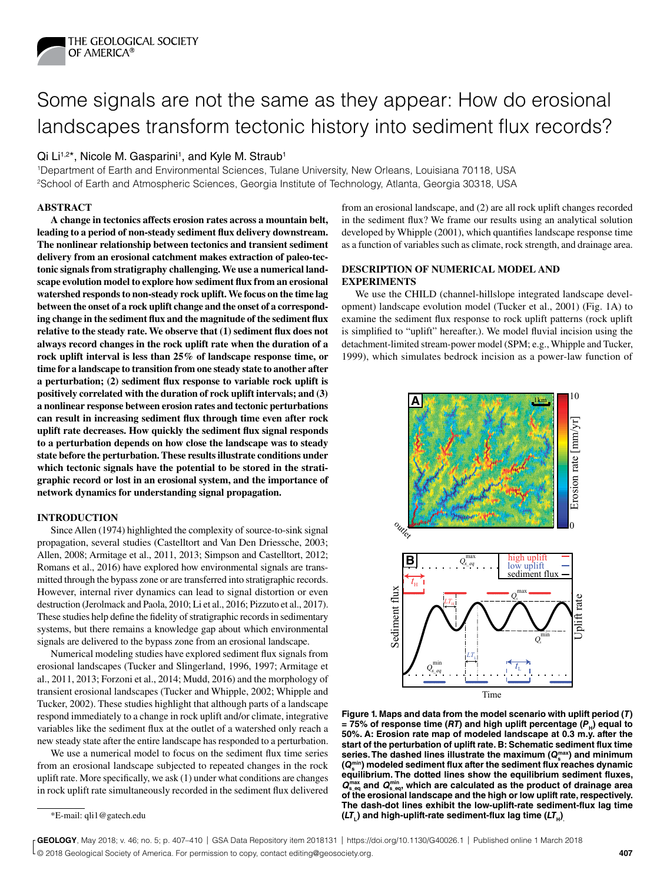# Some signals are not the same as they appear: How do erosional landscapes transform tectonic history into sediment flux records?

Qi Li[1,2]*, Nicole M. Gasparini[1], and Kyle M. Straub[1]

[1]Department of Earth and Environmental Sciences, Tulane University, New Orleans, Louisiana 70118, USA
[2]School of Earth and Atmospheric Sciences, Georgia Institute of Technology, Atlanta, Georgia 30318, USA

## ABSTRACT

**A change in tectonics affects erosion rates across a mountain belt, leading to a period of non-steady sediment flux delivery downstream. The nonlinear relationship between tectonics and transient sediment delivery from an erosional catchment makes extraction of paleo-tectonic signals from stratigraphy challenging. We use a numerical landscape evolution model to explore how sediment flux from an erosional watershed responds to non-steady rock uplift. We focus on the time lag between the onset of a rock uplift change and the onset of a corresponding change in the sediment flux and the magnitude of the sediment flux relative to the steady rate. We observe that (1) sediment flux does not always record changes in the rock uplift rate when the duration of a rock uplift interval is less than 25% of landscape response time, or time for a landscape to transition from one steady state to another after a perturbation; (2) sediment flux response to variable rock uplift is positively correlated with the duration of rock uplift intervals; and (3) a nonlinear response between erosion rates and tectonic perturbations can result in increasing sediment flux through time even after rock uplift rate decreases. How quickly the sediment flux signal responds to a perturbation depends on how close the landscape was to steady state before the perturbation. These results illustrate conditions under which tectonic signals have the potential to be stored in the stratigraphic record or lost in an erosional system, and the importance of network dynamics for understanding signal propagation.**

## INTRODUCTION

Since Allen (1974) highlighted the complexity of source-to-sink signal propagation, several studies (Castelltort and Van Den Driessche, 2003; Allen, 2008; Armitage et al., 2011, 2013; Simpson and Castelltort, 2012; Romans et al., 2016) have explored how environmental signals are transmitted through the bypass zone or are transferred into stratigraphic records. However, internal river dynamics can lead to signal distortion or even destruction (Jerolmack and Paola, 2010; Li et al., 2016; Pizzuto et al., 2017). These studies help define the fidelity of stratigraphic records in sedimentary systems, but there remains a knowledge gap about which environmental signals are delivered to the bypass zone from an erosional landscape.

Numerical modeling studies have explored sediment flux signals from erosional landscapes (Tucker and Slingerland, 1996, 1997; Armitage et al., 2011, 2013; Forzoni et al., 2014; Mudd, 2016) and the morphology of transient erosional landscapes (Tucker and Whipple, 2002; Whipple and Tucker, 2002). These studies highlight that although parts of a landscape respond immediately to a change in rock uplift and/or climate, integrative variables like the sediment flux at the outlet of a watershed only reach a new steady state after the entire landscape has responded to a perturbation.

We use a numerical model to focus on the sediment flux time series from an erosional landscape subjected to repeated changes in the rock uplift rate. More specifically, we ask (1) under what conditions are changes in rock uplift rate simultaneously recorded in the sediment flux delivered from an erosional landscape, and (2) are all rock uplift changes recorded in the sediment flux? We frame our results using an analytical solution developed by Whipple (2001), which quantifies landscape response time as a function of variables such as climate, rock strength, and drainage area.

## DESCRIPTION OF NUMERICAL MODEL AND EXPERIMENTS

We use the CHILD (channel-hillslope integrated landscape development) landscape evolution model (Tucker et al., 2001) (Fig. 1A) to examine the sediment flux response to rock uplift patterns (rock uplift is simplified to "uplift" hereafter.). We model fluvial incision using the detachment-limited stream-power model (SPM; e.g., Whipple and Tucker, 1999), which simulates bedrock incision as a power-law function of

**Figure 1. Maps and data from the model scenario with uplift period ($T$) = 75% of response time ($RT$) and high uplift percentage ($P_H$) equal to 50%. A: Erosion rate map of modeled landscape at 0.3 m.y. after the start of the perturbation of uplift rate. B: Schematic sediment flux time series. The dashed lines illustrate the maximum ($Q_s^{max}$) and minimum ($Q_s^{min}$) modeled sediment flux after the sediment flux reaches dynamic equilibrium. The dotted lines show the equilibrium sediment fluxes, $Q_{s\_eq}^{max}$ and $Q_{s\_eq}^{min}$, which are calculated as the product of drainage area of the erosional landscape and the high or low uplift rate, respectively. The dash-dot lines exhibit the low-uplift-rate sediment-flux lag time ($LT_L$) and high-uplift-rate sediment-flux lag time ($LT_H$).**

*E-mail: qli1@gatech.edu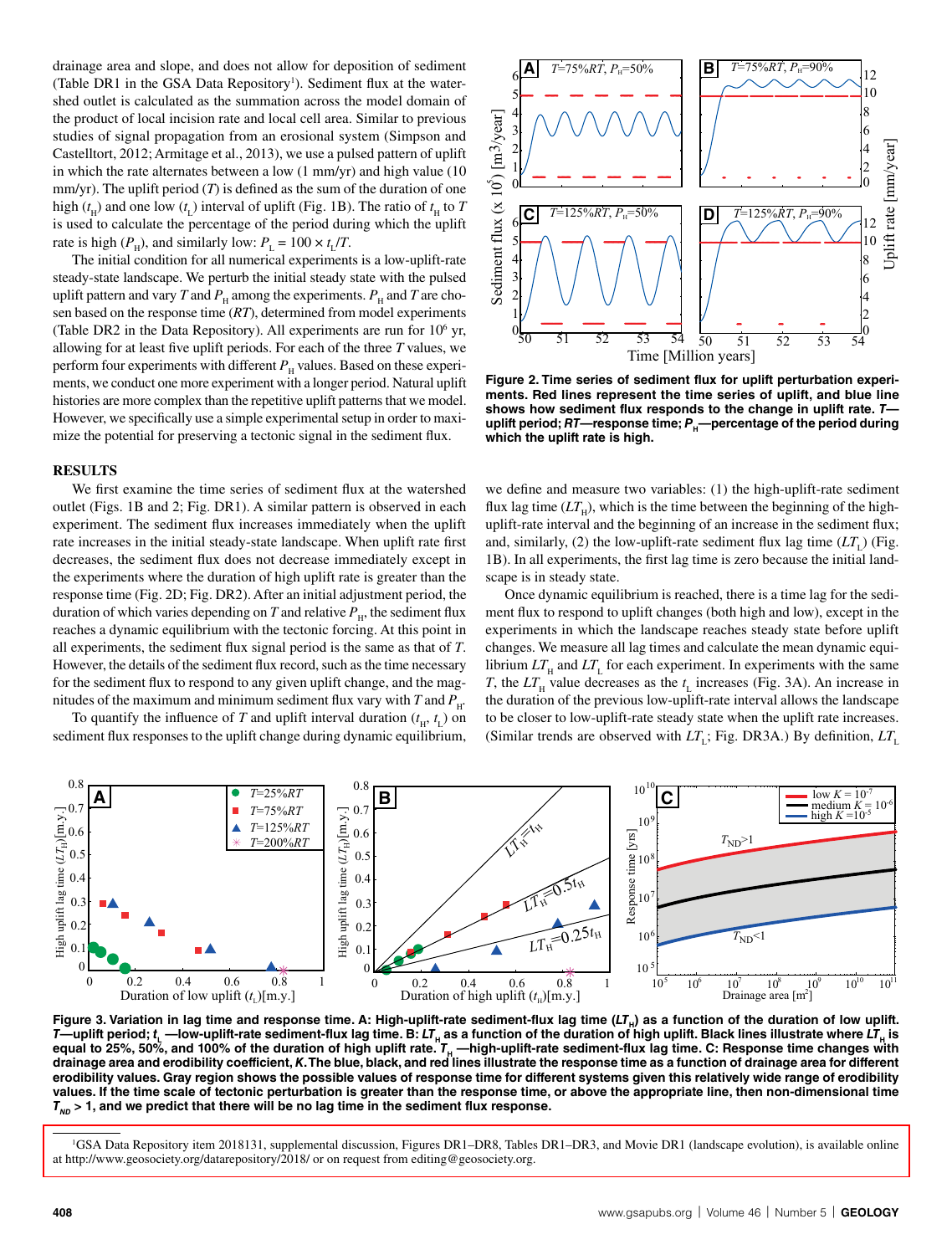drainage area and slope, and does not allow for deposition of sediment (Table DR1 in the GSA Data Repository[1]). Sediment flux at the watershed outlet is calculated as the summation across the model domain of the product of local incision rate and local cell area. Similar to previous studies of signal propagation from an erosional system (Simpson and Castelltort, 2012; Armitage et al., 2013), we use a pulsed pattern of uplift in which the rate alternates between a low (1 mm/yr) and high value (10 mm/yr). The uplift period ($T$) is defined as the sum of the duration of one high ($t_H$) and one low ($t_L$) interval of uplift (Fig. 1B). The ratio of $t_H$ to $T$ is used to calculate the percentage of the period during which the uplift rate is high ($P_H$), and similarly low: $P_L = 100 \times t_L/T$.

The initial condition for all numerical experiments is a low-uplift-rate steady-state landscape. We perturb the initial steady state with the pulsed uplift pattern and vary $T$ and $P_H$ among the experiments. $P_H$ and $T$ are chosen based on the response time ($RT$), determined from model experiments (Table DR2 in the Data Repository). All experiments are run for $10^6$ yr, allowing for at least five uplift periods. For each of the three $T$ values, we perform four experiments with different $P_H$ values. Based on these experiments, we conduct one more experiment with a longer period. Natural uplift histories are more complex than the repetitive uplift patterns that we model. However, we specifically use a simple experimental setup in order to maximize the potential for preserving a tectonic signal in the sediment flux.

## RESULTS

We first examine the time series of sediment flux at the watershed outlet (Figs. 1B and 2; Fig. DR1). A similar pattern is observed in each experiment. The sediment flux increases immediately when the uplift rate increases in the initial steady-state landscape. When uplift rate first decreases, the sediment flux does not decrease immediately except in the experiments where the duration of high uplift rate is greater than the response time (Fig. 2D; Fig. DR2). After an initial adjustment period, the duration of which varies depending on $T$ and relative $P_H$, the sediment flux reaches a dynamic equilibrium with the tectonic forcing. At this point in all experiments, the sediment flux signal period is the same as that of $T$. However, the details of the sediment flux record, such as the time necessary for the sediment flux to respond to any given uplift change, and the magnitudes of the maximum and minimum sediment flux vary with $T$ and $P_H$.

To quantify the influence of $T$ and uplift interval duration ($t_H$, $t_L$) on sediment flux responses to the uplift change during dynamic equilibrium, we define and measure two variables: (1) the high-uplift-rate sediment flux lag time ($LT_H$), which is the time between the beginning of the high-uplift-rate interval and the beginning of an increase in the sediment flux; and, (2) the low-uplift-rate sediment flux lag time ($LT_L$) (Fig. 1B). In all experiments, the first lag time is zero because the initial landscape is in steady state.

Once dynamic equilibrium is reached, there is a time lag for the sediment flux to respond to uplift changes (both high and low), except in the experiments in which the landscape reaches steady state before uplift changes. We measure all lag times and calculate the mean dynamic equilibrium $LT_H$ and $LT_L$ for each experiment. In experiments with the same $T$, the $LT_H$ value decreases as the $t_L$ increases (Fig. 3A). An increase in the duration of the previous low-uplift-rate interval allows the landscape to be closer to low-uplift-rate steady state when the uplift rate increases. (Similar trends are observed with $LT_L$; Fig. DR3A.) By definition, $LT_L$

**Figure 2. Time series of sediment flux for uplift perturbation experiments. Red lines represent the time series of uplift, and blue line shows how sediment flux responds to the change in uplift rate. $T$—uplift period; $RT$—response time; $P_H$—percentage of the period during which the uplift rate is high.**

**Figure 3. Variation in lag time and response time. A: High-uplift-rate sediment-flux lag time ($LT_H$) as a function of the duration of low uplift. $T$—uplift period; $t_L$ —low-uplift-rate sediment-flux lag time. B: $LT_H$ as a function of the duration of high uplift. Black lines illustrate where $LT_H$ is equal to 25%, 50%, and 100% of the duration of high uplift rate. $T_H$ —high-uplift-rate sediment-flux lag time. C: Response time changes with drainage area and erodibility coefficient, $K$. The blue, black, and red lines illustrate the response time as a function of drainage area for different erodibility values. Gray region shows the possible values of response time for different systems given this relatively wide range of erodibility values. If the time scale of tectonic perturbation is greater than the response time, or above the appropriate line, then non-dimensional time $T_{ND}$ > 1, and we predict that there will be no lag time in the sediment flux response.**

[1]GSA Data Repository item 2018131, supplemental discussion, Figures DR1–DR8, Tables DR1–DR3, and Movie DR1 (landscape evolution), is available online at http://www.geosociety.org/datarepository/2018/ or on request from editing@geosociety.org.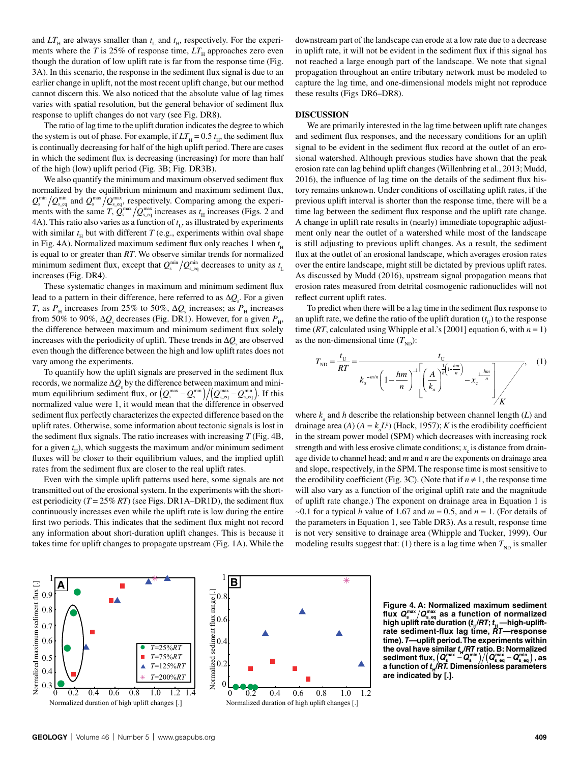and $LT_H$ are always smaller than $t_L$ and $t_H$, respectively. For the experiments where the $T$ is 25% of response time, $LT_H$ approaches zero even though the duration of low uplift rate is far from the response time (Fig. 3A). In this scenario, the response in the sediment flux signal is due to an earlier change in uplift, not the most recent uplift change, but our method cannot discern this. We also noticed that the absolute value of lag times varies with spatial resolution, but the general behavior of sediment flux response to uplift changes do not vary (see Fig. DR8).

The ratio of lag time to the uplift duration indicates the degree to which the system is out of phase. For example, if $LT_H = 0.5\ t_H$, the sediment flux is continually decreasing for half of the high uplift period. There are cases in which the sediment flux is decreasing (increasing) for more than half of the high (low) uplift period (Fig. 3B; Fig. DR3B).

We also quantify the minimum and maximum observed sediment flux normalized by the equilibrium minimum and maximum sediment flux, $Q_s^{min}/Q_{s\_eq}^{min}$ and $Q_s^{max}/Q_{s\_eq}^{max}$, respectively. Comparing among the experiments with the same $T$, $Q_s^{max}/Q_{s\_eq}^{max}$ increases as $t_H$ increases (Figs. 2 and 4A). This ratio also varies as a function of $t_L$, as illustrated by experiments with similar $t_H$ but with different $T$ (e.g., experiments within oval shape in Fig. 4A). Normalized maximum sediment flux only reaches 1 when $t_H$ is equal to or greater than $RT$. We observe similar trends for normalized minimum sediment flux, except that $Q_s^{min}/Q_{s\_eq}^{min}$ decreases to unity as $t_L$ increases (Fig. DR4).

These systematic changes in maximum and minimum sediment flux lead to a pattern in their difference, here referred to as $\Delta Q_s$. For a given $T$, as $P_H$ increases from 25% to 50%, $\Delta Q_s$ increases; as $P_H$ increases from 50% to 90%, $\Delta Q_s$ decreases (Fig. DR1). However, for a given $P_H$, the difference between maximum and minimum sediment flux solely increases with the periodicity of uplift. These trends in $\Delta Q_s$ are observed even though the difference between the high and low uplift rates does not vary among the experiments.

To quantify how the uplift signals are preserved in the sediment flux records, we normalize $\Delta Q_s$ by the difference between maximum and minimum equilibrium sediment flux, or $\left(Q_s^{max}-Q_s^{min}\right)/\left(Q_{s\_eq}^{max}-Q_{s\_eq}^{min}\right)$. If this normalized value were 1, it would mean that the difference in observed sediment flux perfectly characterizes the expected difference based on the uplift rates. Otherwise, some information about tectonic signals is lost in the sediment flux signals. The ratio increases with increasing $T$ (Fig. 4B, for a given $t_H$), which suggests the maximum and/or minimum sediment fluxes will be closer to their equilibrium values, and the implied uplift rates from the sediment flux are closer to the real uplift rates.

Even with the simple uplift patterns used here, some signals are not transmitted out of the erosional system. In the experiments with the shortest periodicity ($T$ = 25% $RT$) (see Figs. DR1A–DR1D), the sediment flux continuously increases even while the uplift rate is low during the entire first two periods. This indicates that the sediment flux might not record any information about short-duration uplift changes. This is because it takes time for uplift changes to propagate upstream (Fig. 1A). While the downstream part of the landscape can erode at a low rate due to a decrease in uplift rate, it will not be evident in the sediment flux if this signal has not reached a large enough part of the landscape. We note that signal propagation throughout an entire tributary network must be modeled to capture the lag time, and one-dimensional models might not reproduce these results (Figs DR6–DR8).

## DISCUSSION

We are primarily interested in the lag time between uplift rate changes and sediment flux responses, and the necessary conditions for an uplift signal to be evident in the sediment flux record at the outlet of an erosional watershed. Although previous studies have shown that the peak erosion rate can lag behind uplift changes (Willenbring et al., 2013; Mudd, 2016), the influence of lag time on the details of the sediment flux history remains unknown. Under conditions of oscillating uplift rates, if the previous uplift interval is shorter than the response time, there will be a time lag between the sediment flux response and the uplift rate change. A change in uplift rate results in (nearly) immediate topographic adjustment only near the outlet of a watershed while most of the landscape is still adjusting to previous uplift changes. As a result, the sediment flux at the outlet of an erosional landscape, which averages erosion rates over the entire landscape, might still be dictated by previous uplift rates. As discussed by Mudd (2016), upstream signal propagation means that erosion rates measured from detrital cosmogenic radionuclides will not reflect current uplift rates.

To predict when there will be a lag time in the sediment flux response to an uplift rate, we define the ratio of the uplift duration ($t_U$) to the response time ($RT$, calculated using Whipple et al.'s [2001] equation 6, with $n$ = 1) as the non-dimensional time ($T_{ND}$):

$$T_{ND} = \frac{t_U}{RT} = \frac{t_U}{\left. k_a^{-m/n}\left(1-\frac{hm}{n}\right)^{-1}\left[\left(\frac{A}{k_a}\right)^{\frac{1}{h}\left(1-\frac{hm}{n}\right)} - x_c^{\,1-\frac{hm}{n}}\right] \middle/ K \right.}, \quad (1)$$

where $k_a$ and $h$ describe the relationship between channel length ($L$) and drainage area ($A$) ($A = k_a L^h$) (Hack, 1957); $K$ is the erodibility coefficient in the stream power model (SPM) which decreases with increasing rock strength and with less erosive climate conditions; $x_c$ is distance from drainage divide to channel head; and $m$ and $n$ are the exponents on drainage area and slope, respectively, in the SPM. The response time is most sensitive to the erodibility coefficient (Fig. 3C). (Note that if $n \neq 1$, the response time will also vary as a function of the original uplift rate and the magnitude of uplift rate change.) The exponent on drainage area in Equation 1 is ~0.1 for a typical $h$ value of 1.67 and $m$ = 0.5, and $n$ = 1. (For details of the parameters in Equation 1, see Table DR3). As a result, response time is not very sensitive to drainage area (Whipple and Tucker, 1999). Our modeling results suggest that: (1) there is a lag time when $T_{ND}$ is smaller

**Figure 4. A: Normalized maximum sediment flux $Q_s^{max}/Q_{s\_eq}^{max}$ as a function of normalized high uplift rate duration ($t_H/RT$; $t_H$—high-uplift-rate sediment-flux lag time, $RT$—response time). $T$—uplift period. The experiments within the oval have similar $t_H/RT$ ratio. B: Normalized sediment flux, $\left(Q_s^{max}-Q_s^{min}\right)/\left(Q_{s\_eq}^{max}-Q_{s\_eq}^{min}\right)$, as a function of $t_H/RT$. Dimensionless parameters are indicated by [.].**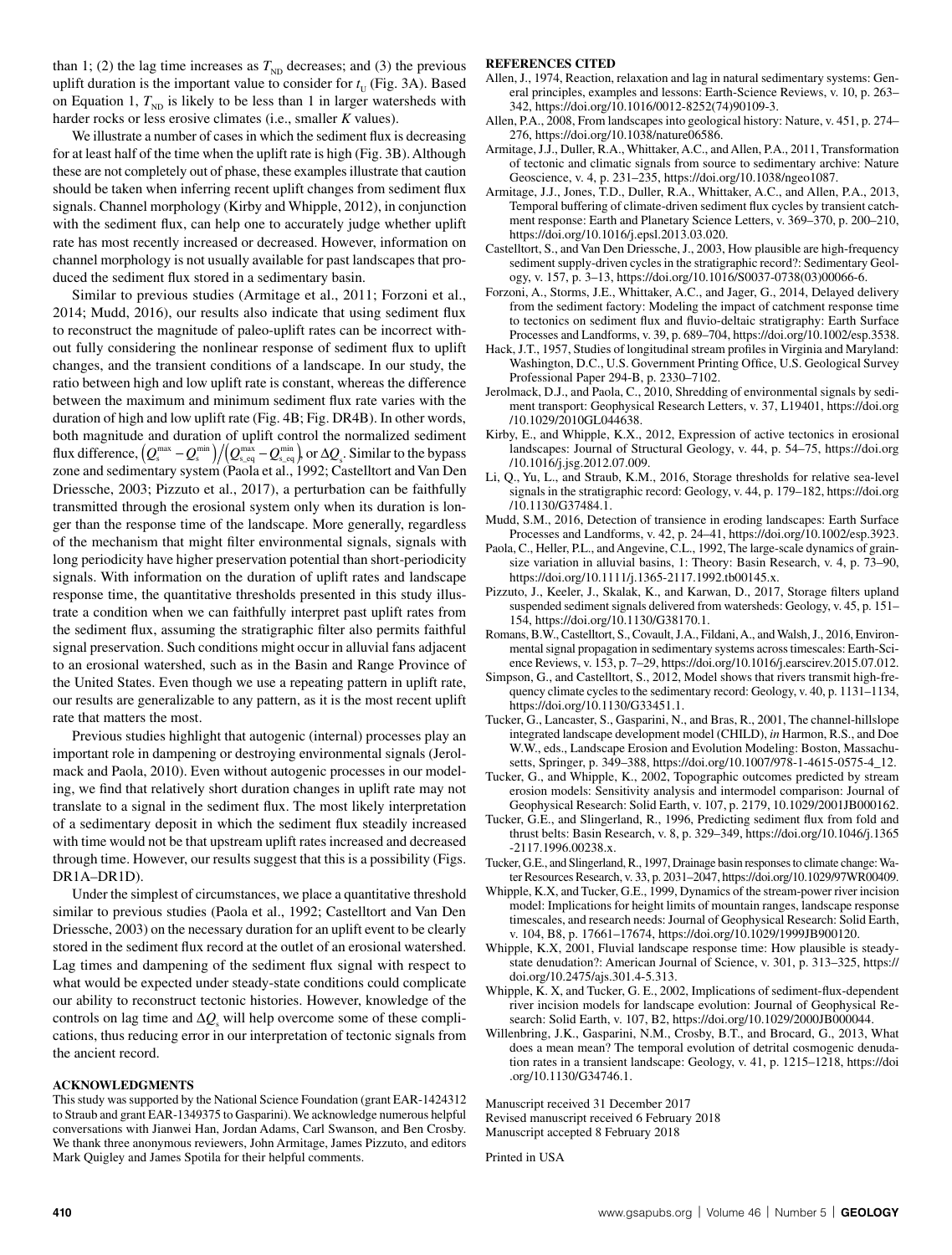than 1; (2) the lag time increases as $T_{ND}$ decreases; and (3) the previous uplift duration is the important value to consider for $t_U$ (Fig. 3A). Based on Equation 1, $T_{ND}$ is likely to be less than 1 in larger watersheds with harder rocks or less erosive climates (i.e., smaller $K$ values).

We illustrate a number of cases in which the sediment flux is decreasing for at least half of the time when the uplift rate is high (Fig. 3B). Although these are not completely out of phase, these examples illustrate that caution should be taken when inferring recent uplift changes from sediment flux signals. Channel morphology (Kirby and Whipple, 2012), in conjunction with the sediment flux, can help one to accurately judge whether uplift rate has most recently increased or decreased. However, information on channel morphology is not usually available for past landscapes that produced the sediment flux stored in a sedimentary basin.

Similar to previous studies (Armitage et al., 2011; Forzoni et al., 2014; Mudd, 2016), our results also indicate that using sediment flux to reconstruct the magnitude of paleo-uplift rates can be incorrect without fully considering the nonlinear response of sediment flux to uplift changes, and the transient conditions of a landscape. In our study, the ratio between high and low uplift rate is constant, whereas the difference between the maximum and minimum sediment flux rate varies with the duration of high and low uplift rate (Fig. 4B; Fig. DR4B). In other words, both magnitude and duration of uplift control the normalized sediment flux difference, $\left(Q_s^{max} - Q_s^{min}\right) / \left(Q_{s\_eq}^{max} - Q_{s\_eq}^{min}\right)$, or $\Delta Q_s$. Similar to the bypass zone and sedimentary system (Paola et al., 1992; Castelltort and Van Den Driessche, 2003; Pizzuto et al., 2017), a perturbation can be faithfully transmitted through the erosional system only when its duration is longer than the response time of the landscape. More generally, regardless of the mechanism that might filter environmental signals, signals with long periodicity have higher preservation potential than short-periodicity signals. With information on the duration of uplift rates and landscape response time, the quantitative thresholds presented in this study illustrate a condition when we can faithfully interpret past uplift rates from the sediment flux, assuming the stratigraphic filter also permits faithful signal preservation. Such conditions might occur in alluvial fans adjacent to an erosional watershed, such as in the Basin and Range Province of the United States. Even though we use a repeating pattern in uplift rate, our results are generalizable to any pattern, as it is the most recent uplift rate that matters the most.

Previous studies highlight that autogenic (internal) processes play an important role in dampening or destroying environmental signals (Jerolmack and Paola, 2010). Even without autogenic processes in our modeling, we find that relatively short duration changes in uplift rate may not translate to a signal in the sediment flux. The most likely interpretation of a sedimentary deposit in which the sediment flux steadily increased with time would not be that upstream uplift rates increased and decreased through time. However, our results suggest that this is a possibility (Figs. DR1A–DR1D).

Under the simplest of circumstances, we place a quantitative threshold similar to previous studies (Paola et al., 1992; Castelltort and Van Den Driessche, 2003) on the necessary duration for an uplift event to be clearly stored in the sediment flux record at the outlet of an erosional watershed. Lag times and dampening of the sediment flux signal with respect to what would be expected under steady-state conditions could complicate our ability to reconstruct tectonic histories. However, knowledge of the controls on lag time and $\Delta Q_s$ will help overcome some of these complications, thus reducing error in our interpretation of tectonic signals from the ancient record.

## ACKNOWLEDGMENTS

This study was supported by the National Science Foundation (grant EAR-1424312 to Straub and grant EAR-1349375 to Gasparini). We acknowledge numerous helpful conversations with Jianwei Han, Jordan Adams, Carl Swanson, and Ben Crosby. We thank three anonymous reviewers, John Armitage, James Pizzuto, and editors Mark Quigley and James Spotila for their helpful comments.

## REFERENCES CITED

Allen, J., 1974, Reaction, relaxation and lag in natural sedimentary systems: General principles, examples and lessons: Earth-Science Reviews, v. 10, p. 263–342, https://doi.org/10.1016/0012-8252(74)90109-3.

Allen, P.A., 2008, From landscapes into geological history: Nature, v. 451, p. 274–276, https://doi.org/10.1038/nature06586.

Armitage, J.J., Duller, R.A., Whittaker, A.C., and Allen, P.A., 2011, Transformation of tectonic and climatic signals from source to sedimentary archive: Nature Geoscience, v. 4, p. 231–235, https://doi.org/10.1038/ngeo1087.

Armitage, J.J., Jones, T.D., Duller, R.A., Whittaker, A.C., and Allen, P.A., 2013, Temporal buffering of climate-driven sediment flux cycles by transient catchment response: Earth and Planetary Science Letters, v. 369–370, p. 200–210, https://doi.org/10.1016/j.epsl.2013.03.020.

Castelltort, S., and Van Den Driessche, J., 2003, How plausible are high-frequency sediment supply-driven cycles in the stratigraphic record?: Sedimentary Geology, v. 157, p. 3–13, https://doi.org/10.1016/S0037-0738(03)00066-6.

Forzoni, A., Storms, J.E., Whittaker, A.C., and Jager, G., 2014, Delayed delivery from the sediment factory: Modeling the impact of catchment response time to tectonics on sediment flux and fluvio-deltaic stratigraphy: Earth Surface Processes and Landforms, v. 39, p. 689–704, https://doi.org/10.1002/esp.3538.

Hack, J.T., 1957, Studies of longitudinal stream profiles in Virginia and Maryland: Washington, D.C., U.S. Government Printing Office, U.S. Geological Survey Professional Paper 294-B, p. 2330–7102.

Jerolmack, D.J., and Paola, C., 2010, Shredding of environmental signals by sediment transport: Geophysical Research Letters, v. 37, L19401, https://doi.org/10.1029/2010GL044638.

Kirby, E., and Whipple, K.X., 2012, Expression of active tectonics in erosional landscapes: Journal of Structural Geology, v. 44, p. 54–75, https://doi.org/10.1016/j.jsg.2012.07.009.

Li, Q., Yu, L., and Straub, K.M., 2016, Storage thresholds for relative sea-level signals in the stratigraphic record: Geology, v. 44, p. 179–182, https://doi.org/10.1130/G37484.1.

Mudd, S.M., 2016, Detection of transience in eroding landscapes: Earth Surface Processes and Landforms, v. 42, p. 24–41, https://doi.org/10.1002/esp.3923.

Paola, C., Heller, P.L., and Angevine, C.L., 1992, The large-scale dynamics of grain-size variation in alluvial basins, 1: Theory: Basin Research, v. 4, p. 73–90, https://doi.org/10.1111/j.1365-2117.1992.tb00145.x.

Pizzuto, J., Keeler, J., Skalak, K., and Karwan, D., 2017, Storage filters upland suspended sediment signals delivered from watersheds: Geology, v. 45, p. 151–154, https://doi.org/10.1130/G38170.1.

Romans, B.W., Castelltort, S., Covault, J.A., Fildani, A., and Walsh, J., 2016, Environmental signal propagation in sedimentary systems across timescales: Earth-Science Reviews, v. 153, p. 7–29, https://doi.org/10.1016/j.earscirev.2015.07.012.

Simpson, G., and Castelltort, S., 2012, Model shows that rivers transmit high-frequency climate cycles to the sedimentary record: Geology, v. 40, p. 1131–1134, https://doi.org/10.1130/G33451.1.

Tucker, G., Lancaster, S., Gasparini, N., and Bras, R., 2001, The channel-hillslope integrated landscape development model (CHILD), *in* Harmon, R.S., and Doe W.W., eds., Landscape Erosion and Evolution Modeling: Boston, Massachusetts, Springer, p. 349–388, https://doi.org/10.1007/978-1-4615-0575-4_12.

Tucker, G., and Whipple, K., 2002, Topographic outcomes predicted by stream erosion models: Sensitivity analysis and intermodel comparison: Journal of Geophysical Research: Solid Earth, v. 107, p. 2179, 10.1029/2001JB000162.

Tucker, G.E., and Slingerland, R., 1996, Predicting sediment flux from fold and thrust belts: Basin Research, v. 8, p. 329–349, https://doi.org/10.1046/j.1365-2117.1996.00238.x.

Tucker, G.E., and Slingerland, R., 1997, Drainage basin responses to climate change: Water Resources Research, v. 33, p. 2031–2047, https://doi.org/10.1029/97WR00409.

Whipple, K.X, and Tucker, G.E., 1999, Dynamics of the stream-power river incision model: Implications for height limits of mountain ranges, landscape response timescales, and research needs: Journal of Geophysical Research: Solid Earth, v. 104, B8, p. 17661–17674, https://doi.org/10.1029/1999JB900120.

Whipple, K.X, 2001, Fluvial landscape response time: How plausible is steady-state denudation?: American Journal of Science, v. 301, p. 313–325, https://doi.org/10.2475/ajs.301.4-5.313.

Whipple, K. X, and Tucker, G. E., 2002, Implications of sediment-flux-dependent river incision models for landscape evolution: Journal of Geophysical Research: Solid Earth, v. 107, B2, https://doi.org/10.1029/2000JB000044.

Willenbring, J.K., Gasparini, N.M., Crosby, B.T., and Brocard, G., 2013, What does a mean mean? The temporal evolution of detrital cosmogenic denudation rates in a transient landscape: Geology, v. 41, p. 1215–1218, https://doi.org/10.1130/G34746.1.

Manuscript received 31 December 2017
Revised manuscript received 6 February 2018
Manuscript accepted 8 February 2018

Printed in USA